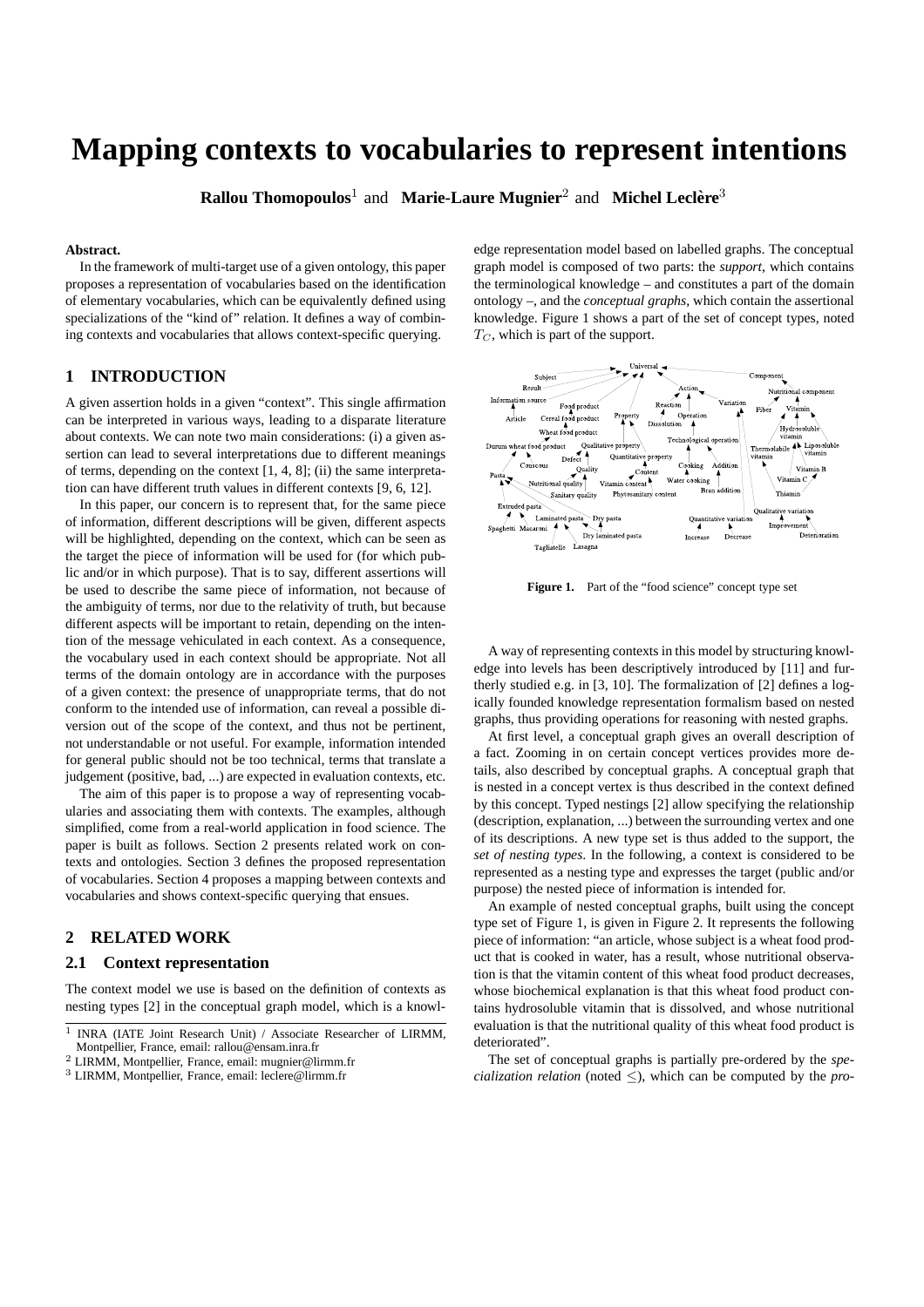# Mapping contexts to vocabularies to represent intentions

**Rallou Thomopoulos**[1] and **Marie-Laure Mugnier**[2] and **Michel Leclère**[3]

**Abstract.**

In the framework of multi-target use of a given ontology, this paper proposes a representation of vocabularies based on the identification of elementary vocabularies, which can be equivalently defined using specializations of the "kind of" relation. It defines a way of combining contexts and vocabularies that allows context-specific querying.

## 1 INTRODUCTION

A given assertion holds in a given "context". This single affirmation can be interpreted in various ways, leading to a disparate literature about contexts. We can note two main considerations: (i) a given assertion can lead to several interpretations due to different meanings of terms, depending on the context [1, 4, 8]; (ii) the same interpretation can have different truth values in different contexts [9, 6, 12].

In this paper, our concern is to represent that, for the same piece of information, different descriptions will be given, different aspects will be highlighted, depending on the context, which can be seen as the target the piece of information will be used for (for which public and/or in which purpose). That is to say, different assertions will be used to describe the same piece of information, not because of the ambiguity of terms, nor due to the relativity of truth, but because different aspects will be important to retain, depending on the intention of the message vehiculated in each context. As a consequence, the vocabulary used in each context should be appropriate. Not all terms of the domain ontology are in accordance with the purposes of a given context: the presence of unappropriate terms, that do not conform to the intended use of information, can reveal a possible diversion out of the scope of the context, and thus not be pertinent, not understandable or not useful. For example, information intended for general public should not be too technical, terms that translate a judgement (positive, bad, ...) are expected in evaluation contexts, etc.

The aim of this paper is to propose a way of representing vocabularies and associating them with contexts. The examples, although simplified, come from a real-world application in food science. The paper is built as follows. Section 2 presents related work on contexts and ontologies. Section 3 defines the proposed representation of vocabularies. Section 4 proposes a mapping between contexts and vocabularies and shows context-specific querying that ensues.

## 2 RELATED WORK

### 2.1 Context representation

The context model we use is based on the definition of contexts as nesting types [2] in the conceptual graph model, which is a knowledge representation model based on labelled graphs. The conceptual graph model is composed of two parts: the *support*, which contains the terminological knowledge – and constitutes a part of the domain ontology –, and the *conceptual graphs*, which contain the assertional knowledge. Figure 1 shows a part of the set of concept types, noted $T_C$, which is part of the support.

**Figure 1.** Part of the "food science" concept type set

A way of representing contexts in this model by structuring knowledge into levels has been descriptively introduced by [11] and furtherly studied e.g. in [3, 10]. The formalization of [2] defines a logically founded knowledge representation formalism based on nested graphs, thus providing operations for reasoning with nested graphs.

At first level, a conceptual graph gives an overall description of a fact. Zooming in on certain concept vertices provides more details, also described by conceptual graphs. A conceptual graph that is nested in a concept vertex is thus described in the context defined by this concept. Typed nestings [2] allow specifying the relationship (description, explanation, ...) between the surrounding vertex and one of its descriptions. A new type set is thus added to the support, the *set of nesting types*. In the following, a context is considered to be represented as a nesting type and expresses the target (public and/or purpose) the nested piece of information is intended for.

An example of nested conceptual graphs, built using the concept type set of Figure 1, is given in Figure 2. It represents the following piece of information: "an article, whose subject is a wheat food product that is cooked in water, has a result, whose nutritional observation is that the vitamin content of this wheat food product decreases, whose biochemical explanation is that this wheat food product contains hydrosoluble vitamin that is dissolved, and whose nutritional evaluation is that the nutritional quality of this wheat food product is deteriorated".

The set of conceptual graphs is partially pre-ordered by the *specialization relation* (noted $\leq$), which can be computed by the *pro-*

[1] INRA (IATE Joint Research Unit) / Associate Researcher of LIRMM, Montpellier, France, email: rallou@ensam.inra.fr

[2] LIRMM, Montpellier, France, email: mugnier@lirmm.fr

[3] LIRMM, Montpellier, France, email: leclere@lirmm.fr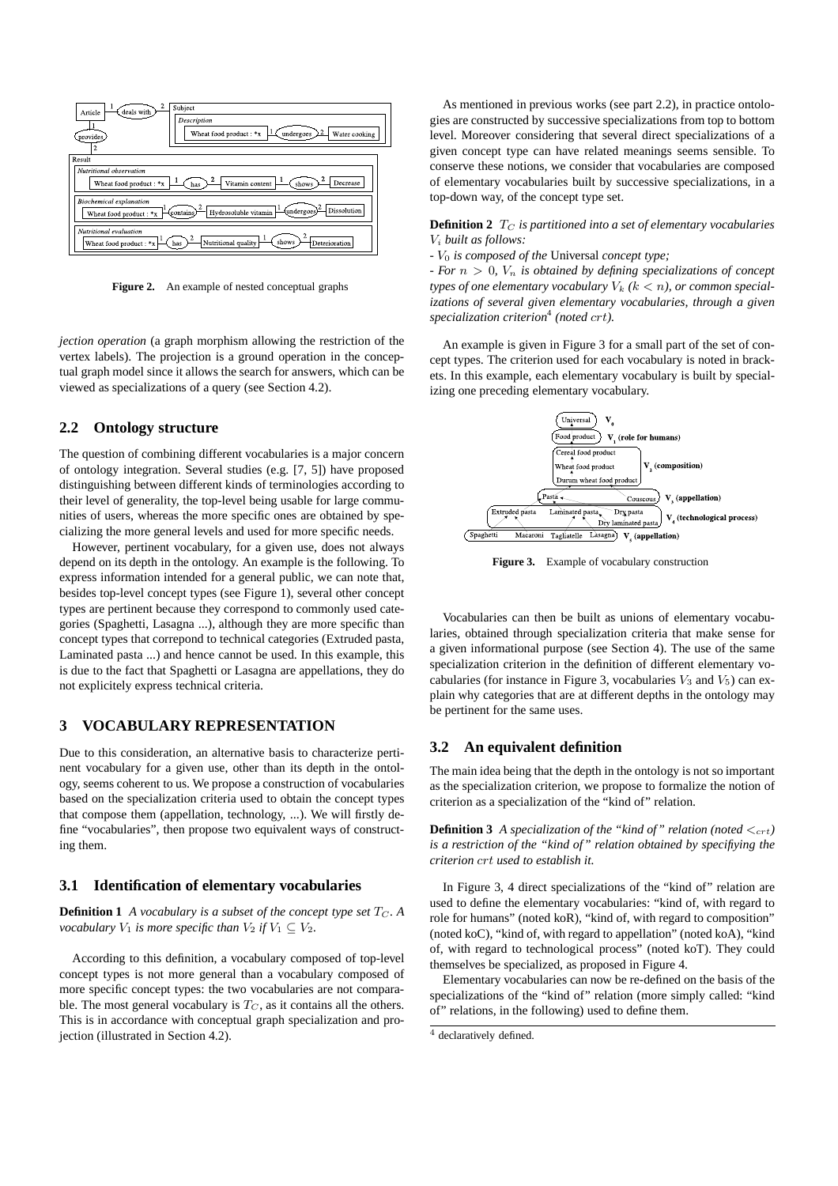Figure 2. An example of nested conceptual graphs

*jection operation* (a graph morphism allowing the restriction of the vertex labels). The projection is a ground operation in the conceptual graph model since it allows the search for answers, which can be viewed as specializations of a query (see Section 4.2).

## 2.2 Ontology structure

The question of combining different vocabularies is a major concern of ontology integration. Several studies (e.g. [7, 5]) have proposed distinguishing between different kinds of terminologies according to their level of generality, the top-level being usable for large communities of users, whereas the more specific ones are obtained by specializing the more general levels and used for more specific needs.

However, pertinent vocabulary, for a given use, does not always depend on its depth in the ontology. An example is the following. To express information intended for a general public, we can note that, besides top-level concept types (see Figure 1), several other concept types are pertinent because they correspond to commonly used categories (Spaghetti, Lasagna ...), although they are more specific than concept types that correpond to technical categories (Extruded pasta, Laminated pasta ...) and hence cannot be used. In this example, this is due to the fact that Spaghetti or Lasagna are appellations, they do not explicitely express technical criteria.

# 3 VOCABULARY REPRESENTATION

Due to this consideration, an alternative basis to characterize pertinent vocabulary for a given use, other than its depth in the ontology, seems coherent to us. We propose a construction of vocabularies based on the specialization criteria used to obtain the concept types that compose them (appellation, technology, ...). We will firstly define "vocabularies", then propose two equivalent ways of constructing them.

## 3.1 Identification of elementary vocabularies

**Definition 1** *A vocabulary is a subset of the concept type set $T_C$. A vocabulary $V_1$ is more specific than $V_2$ if $V_1 \subseteq V_2$.*

According to this definition, a vocabulary composed of top-level concept types is not more general than a vocabulary composed of more specific concept types: the two vocabularies are not comparable. The most general vocabulary is $T_C$, as it contains all the others. This is in accordance with conceptual graph specialization and projection (illustrated in Section 4.2).

As mentioned in previous works (see part 2.2), in practice ontologies are constructed by successive specializations from top to bottom level. Moreover considering that several direct specializations of a given concept type can have related meanings seems sensible. To conserve these notions, we consider that vocabularies are composed of elementary vocabularies built by successive specializations, in a top-down way, of the concept type set.

**Definition 2** *$T_C$ is partitioned into a set of elementary vocabularies $V_i$ built as follows:*

*- $V_0$ is composed of the* Universal *concept type;*

*- For $n > 0$, $V_n$ is obtained by defining specializations of concept types of one elementary vocabulary $V_k$ ($k < n$), or common specializations of several given elementary vocabularies, through a given specialization criterion[4] (noted $crt$).*

An example is given in Figure 3 for a small part of the set of concept types. The criterion used for each vocabulary is noted in brackets. In this example, each elementary vocabulary is built by specializing one preceding elementary vocabulary.

Figure 3. Example of vocabulary construction

Vocabularies can then be built as unions of elementary vocabularies, obtained through specialization criteria that make sense for a given informational purpose (see Section 4). The use of the same specialization criterion in the definition of different elementary vocabularies (for instance in Figure 3, vocabularies $V_3$ and $V_5$) can explain why categories that are at different depths in the ontology may be pertinent for the same uses.

## 3.2 An equivalent definition

The main idea being that the depth in the ontology is not so important as the specialization criterion, we propose to formalize the notion of criterion as a specialization of the "kind of" relation.

**Definition 3** *A specialization of the "kind of" relation (noted $<_{crt}$) is a restriction of the "kind of" relation obtained by specifiying the criterion $crt$ used to establish it.*

In Figure 3, 4 direct specializations of the "kind of" relation are used to define the elementary vocabularies: "kind of, with regard to role for humans" (noted koR), "kind of, with regard to composition" (noted koC), "kind of, with regard to appellation" (noted koA), "kind of, with regard to technological process" (noted koT). They could themselves be specialized, as proposed in Figure 4.

Elementary vocabularies can now be re-defined on the basis of the specializations of the "kind of" relation (more simply called: "kind of" relations, in the following) used to define them.

[4] declaratively defined.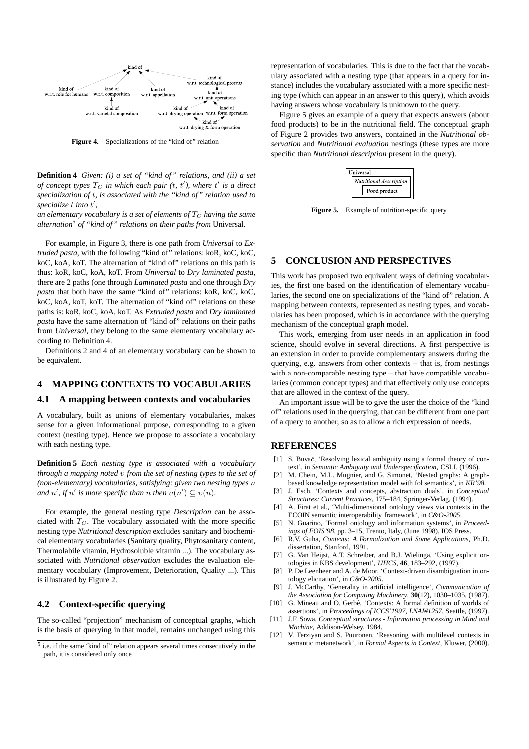kind of

kind of w.r.t. role for humans

kind of w.r.t. composition

kind of w.r.t. varietal composition

kind of w.r.t. appellation

kind of w.r.t. technological process

kind of w.r.t. unit operations

kind of w.r.t. drying operation

kind of w.r.t. form operation

kind of w.r.t. drying & form operation

**Figure 4.** Specializations of the "kind of" relation

**Definition 4** *Given: (i) a set of "kind of" relations, and (ii) a set of concept types $T_C$ in which each pair $(t, t')$, where $t'$ is a direct specialization of $t$, is associated with the "kind of" relation used to specialize $t$ into $t'$,*

*an elementary vocabulary is a set of elements of $T_C$ having the same alternation*[5] *of "kind of" relations on their paths from* Universal*.*

For example, in Figure 3, there is one path from *Universal* to *Extruded pasta*, with the following "kind of" relations: koR, koC, koC, koC, koA, koT. The alternation of "kind of" relations on this path is thus: koR, koC, koA, koT. From *Universal* to *Dry laminated pasta*, there are 2 paths (one through *Laminated pasta* and one through *Dry pasta* that both have the same "kind of" relations: koR, koC, koC, koC, koA, koT, koT. The alternation of "kind of" relations on these paths is: koR, koC, koA, koT. As *Extruded pasta* and *Dry laminated pasta* have the same alternation of "kind of" relations on their paths from *Universal*, they belong to the same elementary vocabulary according to Definition 4.

Definitions 2 and 4 of an elementary vocabulary can be shown to be equivalent.

## 4 MAPPING CONTEXTS TO VOCABULARIES

### 4.1 A mapping between contexts and vocabularies

A vocabulary, built as unions of elementary vocabularies, makes sense for a given informational purpose, corresponding to a given context (nesting type). Hence we propose to associate a vocabulary with each nesting type.

**Definition 5** *Each nesting type is associated with a vocabulary through a mapping noted $v$ from the set of nesting types to the set of (non-elementary) vocabularies, satisfying: given two nesting types $n$ and $n'$, if $n'$ is more specific than $n$ then $v(n') \subseteq v(n)$.*

For example, the general nesting type *Description* can be associated with $T_C$. The vocabulary associated with the more specific nesting type *Nutritional description* excludes sanitary and biochemical elementary vocabularies (Sanitary quality, Phytosanitary content, Thermolabile vitamin, Hydrosoluble vitamin ...). The vocabulary associated with *Nutritional observation* excludes the evaluation elementary vocabulary (Improvement, Deterioration, Quality ...). This is illustrated by Figure 2.

### 4.2 Context-specific querying

The so-called "projection" mechanism of conceptual graphs, which is the basis of querying in that model, remains unchanged using this representation of vocabularies. This is due to the fact that the vocabulary associated with a nesting type (that appears in a query for instance) includes the vocabulary associated with a more specific nesting type (which can appear in an answer to this query), which avoids having answers whose vocabulary is unknown to the query.

Figure 5 gives an example of a query that expects answers (about food products) to be in the nutritional field. The conceptual graph of Figure 2 provides two answers, contained in the *Nutritional observation* and *Nutritional evaluation* nestings (these types are more specific than *Nutritional description* present in the query).

Universal

*Nutritional description*

Food product

**Figure 5.** Example of nutrition-specific query

## 5 CONCLUSION AND PERSPECTIVES

This work has proposed two equivalent ways of defining vocabularies, the first one based on the identification of elementary vocabularies, the second one on specializations of the "kind of" relation. A mapping between contexts, represented as nesting types, and vocabularies has been proposed, which is in accordance with the querying mechanism of the conceptual graph model.

This work, emerging from user needs in an application in food science, should evolve in several directions. A first perspective is an extension in order to provide complementary answers during the querying, e.g. answers from other contexts – that is, from nestings with a non-comparable nesting type – that have compatible vocabularies (common concept types) and that effectively only use concepts that are allowed in the context of the query.

An important issue will be to give the user the choice of the "kind of" relations used in the querying, that can be different from one part of a query to another, so as to allow a rich expression of needs.

## REFERENCES

[1] S. Buvač, 'Resolving lexical ambiguity using a formal theory of context', in *Semantic Ambiguity and Underspecification*, CSLI, (1996).

[2] M. Chein, M.L. Mugnier, and G. Simonet, 'Nested graphs: A graph-based knowledge representation model with fol semantics', in *KR'98*.

[3] J. Esch, 'Contexts and concepts, abstraction duals', in *Conceptual Structures: Current Practices*, 175–184, Springer-Verlag, (1994).

[4] A. Firat et al., 'Multi-dimensional ontology views via contexts in the ECOIN semantic interoperability framework', in *C&O-2005*.

[5] N. Guarino, 'Formal ontology and information systems', in *Proceedings of FOIS'98*, pp. 3–15, Trento, Italy, (June 1998). IOS Press.

[6] R.V. Guha, *Contexts: A Formalization and Some Applications*, Ph.D. dissertation, Stanford, 1991.

[7] G. Van Heijst, A.T. Schreiber, and B.J. Wielinga, 'Using explicit ontologies in KBS development', *IJHCS*, **46**, 183–292, (1997).

[8] P. De Leenheer and A. de Moor, 'Context-driven disambiguation in ontology elicitation', in *C&O-2005*.

[9] J. McCarthy, 'Generality in artificial intelligence', *Communication of the Association for Computing Machinery*, **30**(12), 1030–1035, (1987).

[10] G. Mineau and O. Gerbé, 'Contexts: A formal definition of worlds of assertions', in *Proceedings of ICCS'1997, LNAI#1257*, Seattle, (1997).

[11] J.F. Sowa, *Conceptual structures - Information processing in Mind and Machine*, Addison-Welsey, 1984.

[12] V. Terziyan and S. Puuronen, 'Reasoning with multilevel contexts in semantic metanetwork', in *Formal Aspects in Context*, Kluwer, (2000).

[5] i.e. if the same 'kind of" relation appears several times consecutively in the path, it is considered only once